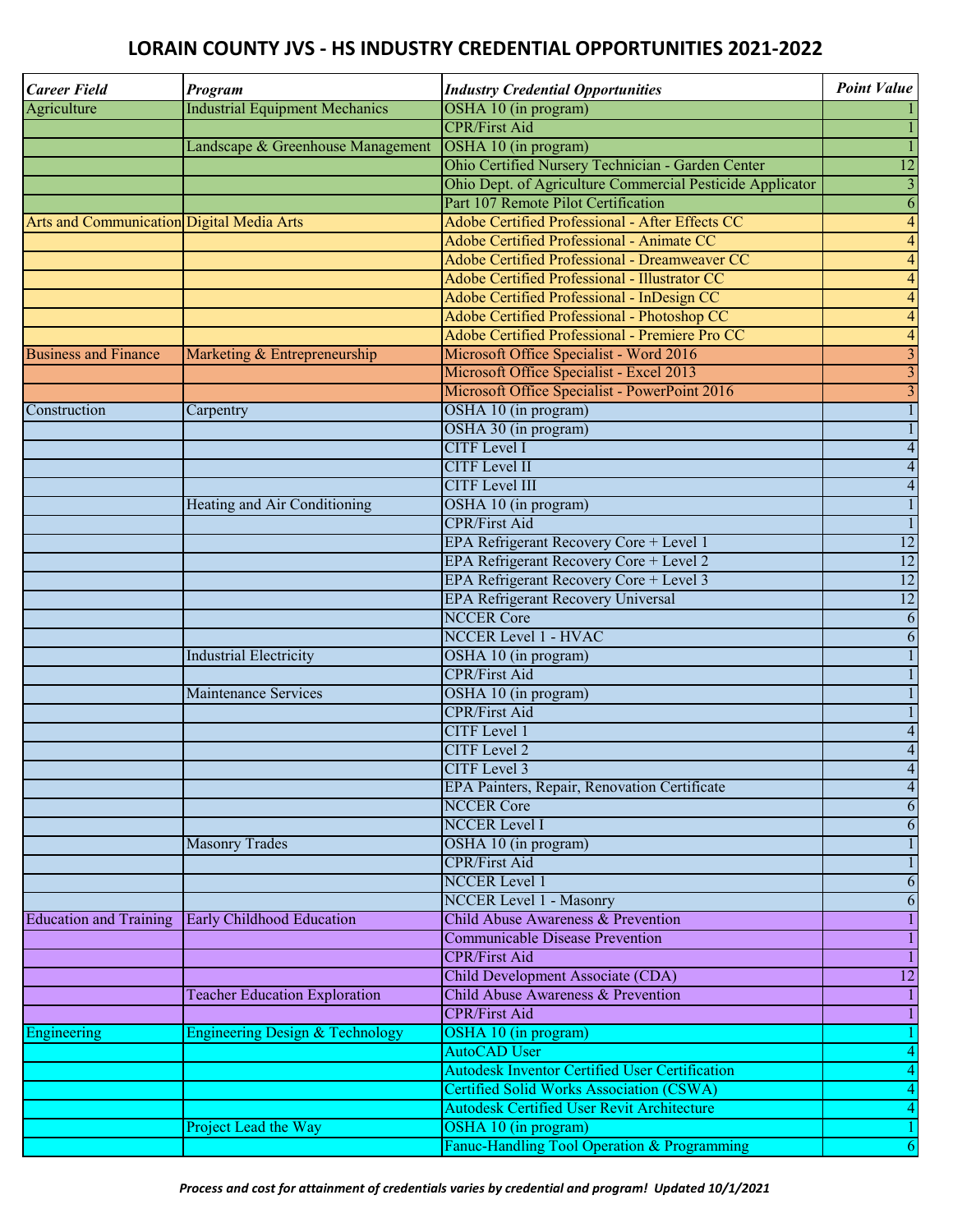# LORAIN COUNTY JVS - HS INDUSTRY CREDENTIAL OPPORTUNITIES 2021-2022

| *Career Field* | *Program* | *Industry Credential Opportunities* | *Point Value* |
|---|---|---|---|
| Agriculture | Industrial Equipment Mechanics | OSHA 10 (in program) | 1 |
| | | CPR/First Aid | 1 |
| | Landscape & Greenhouse Management | OSHA 10 (in program) | 1 |
| | | Ohio Certified Nursery Technician - Garden Center | 12 |
| | | Ohio Dept. of Agriculture Commercial Pesticide Applicator | 3 |
| | | Part 107 Remote Pilot Certification | 6 |
| Arts and Communication | Digital Media Arts | Adobe Certified Professional - After Effects CC | 4 |
| | | Adobe Certified Professional - Animate CC | 4 |
| | | Adobe Certified Professional - Dreamweaver CC | 4 |
| | | Adobe Certified Professional - Illustrator CC | 4 |
| | | Adobe Certified Professional - InDesign CC | 4 |
| | | Adobe Certified Professional - Photoshop CC | 4 |
| | | Adobe Certified Professional - Premiere Pro CC | 4 |
| Business and Finance | Marketing & Entrepreneurship | Microsoft Office Specialist - Word 2016 | 3 |
| | | Microsoft Office Specialist - Excel 2013 | 3 |
| | | Microsoft Office Specialist - PowerPoint 2016 | 3 |
| Construction | Carpentry | OSHA 10 (in program) | 1 |
| | | OSHA 30 (in program) | 1 |
| | | CITF Level I | 4 |
| | | CITF Level II | 4 |
| | | CITF Level III | 4 |
| | Heating and Air Conditioning | OSHA 10 (in program) | 1 |
| | | CPR/First Aid | 1 |
| | | EPA Refrigerant Recovery Core + Level 1 | 12 |
| | | EPA Refrigerant Recovery Core + Level 2 | 12 |
| | | EPA Refrigerant Recovery Core + Level 3 | 12 |
| | | EPA Refrigerant Recovery Universal | 12 |
| | | NCCER Core | 6 |
| | | NCCER Level 1 - HVAC | 6 |
| | Industrial Electricity | OSHA 10 (in program) | 1 |
| | | CPR/First Aid | 1 |
| | Maintenance Services | OSHA 10 (in program) | 1 |
| | | CPR/First Aid | 1 |
| | | CITF Level 1 | 4 |
| | | CITF Level 2 | 4 |
| | | CITF Level 3 | 4 |
| | | EPA Painters, Repair, Renovation Certificate | 4 |
| | | NCCER Core | 6 |
| | | NCCER Level I | 6 |
| | Masonry Trades | OSHA 10 (in program) | 1 |
| | | CPR/First Aid | 1 |
| | | NCCER Level 1 | 6 |
| | | NCCER Level 1 - Masonry | 6 |
| Education and Training | Early Childhood Education | Child Abuse Awareness & Prevention | 1 |
| | | Communicable Disease Prevention | 1 |
| | | CPR/First Aid | 1 |
| | | Child Development Associate (CDA) | 12 |
| | Teacher Education Exploration | Child Abuse Awareness & Prevention | 1 |
| | | CPR/First Aid | 1 |
| Engineering | Engineering Design & Technology | OSHA 10 (in program) | 1 |
| | | AutoCAD User | 4 |
| | | Autodesk Inventor Certified User Certification | 4 |
| | | Certified Solid Works Association (CSWA) | 4 |
| | | Autodesk Certified User Revit Architecture | 4 |
| | Project Lead the Way | OSHA 10 (in program) | 1 |
| | | Fanuc-Handling Tool Operation & Programming | 6 |

***Process and cost for attainment of credentials varies by credential and program! Updated 10/1/2021***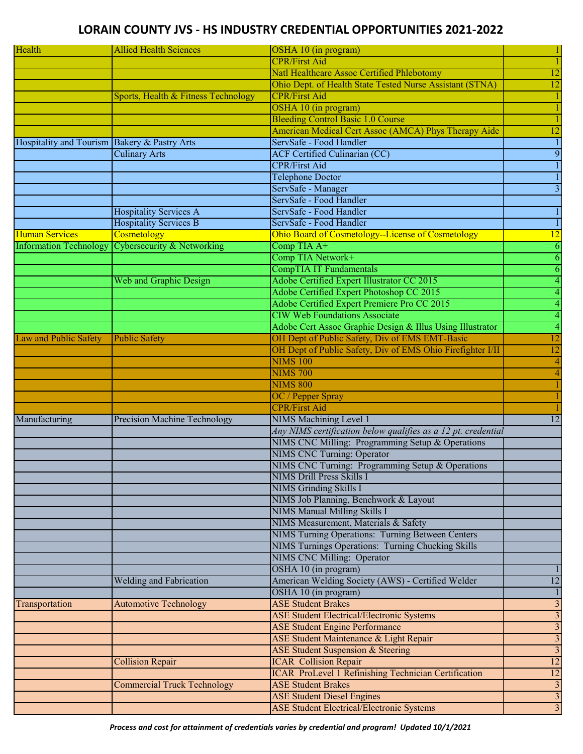# LORAIN COUNTY JVS - HS INDUSTRY CREDENTIAL OPPORTUNITIES 2021-2022

| Career Field | Program | Credential | Points |
|---|---|---|---|
| Health | Allied Health Sciences | OSHA 10 (in program) | 1 |
| | | CPR/First Aid | 1 |
| | | Natl Healthcare Assoc Certified Phlebotomy | 12 |
| | | Ohio Dept. of Health State Tested Nurse Assistant (STNA) | 12 |
| | Sports, Health & Fitness Technology | CPR/First Aid | 1 |
| | | OSHA 10 (in program) | 1 |
| | | Bleeding Control Basic 1.0 Course | 1 |
| | | American Medical Cert Assoc (AMCA) Phys Therapy Aide | 12 |
| Hospitality and Tourism | Bakery & Pastry Arts | ServSafe - Food Handler | 1 |
| | Culinary Arts | ACF Certified Culinarian (CC) | 9 |
| | | CPR/First Aid | 1 |
| | | Telephone Doctor | 1 |
| | | ServSafe - Manager | 3 |
| | | ServSafe - Food Handler | |
| | Hospitality Services A | ServSafe - Food Handler | 1 |
| | Hospitality Services B | ServSafe - Food Handler | 1 |
| Human Services | Cosmetology | Ohio Board of Cosmetology--License of Cosmetology | 12 |
| Information Technology | Cybersecurity & Networking | Comp TIA A+ | 6 |
| | | Comp TIA Network+ | 6 |
| | | CompTIA IT Fundamentals | 6 |
| | Web and Graphic Design | Adobe Certified Expert Illustrator CC 2015 | 4 |
| | | Adobe Certified Expert Photoshop CC 2015 | 4 |
| | | Adobe Certified Expert Premiere Pro CC 2015 | 4 |
| | | CIW Web Foundations Associate | 4 |
| | | Adobe Cert Assoc Graphic Design & Illus Using Illustrator | 4 |
| Law and Public Safety | Public Safety | OH Dept of Public Safety, Div of EMS EMT-Basic | 12 |
| | | OH Dept of Public Safety, Div of EMS Ohio Firefighter I/II | 12 |
| | | NIMS 100 | 4 |
| | | NIMS 700 | 4 |
| | | NIMS 800 | 1 |
| | | OC / Pepper Spray | 1 |
| | | CPR/First Aid | 1 |
| Manufacturing | Precision Machine Technology | NIMS Machining Level 1 | 12 |
| | | *Any NIMS certification below qualifies as a 12 pt. credential* | |
| | | NIMS CNC Milling: Programming Setup & Operations | |
| | | NIMS CNC Turning: Operator | |
| | | NIMS CNC Turning: Programming Setup & Operations | |
| | | NIMS Drill Press Skills I | |
| | | NIMS Grinding Skills I | |
| | | NIMS Job Planning, Benchwork & Layout | |
| | | NIMS Manual Milling Skills I | |
| | | NIMS Measurement, Materials & Safety | |
| | | NIMS Turning Operations: Turning Between Centers | |
| | | NIMS Turnings Operations: Turning Chucking Skills | |
| | | NIMS CNC Milling: Operator | |
| | | OSHA 10 (in program) | 1 |
| | Welding and Fabrication | American Welding Society (AWS) - Certified Welder | 12 |
| | | OSHA 10 (in program) | 1 |
| Transportation | Automotive Technology | ASE Student Brakes | 3 |
| | | ASE Student Electrical/Electronic Systems | 3 |
| | | ASE Student Engine Performance | 3 |
| | | ASE Student Maintenance & Light Repair | 3 |
| | | ASE Student Suspension & Steering | 3 |
| | Collision Repair | ICAR Collision Repair | 12 |
| | | ICAR ProLevel 1 Refinishing Technician Certification | 12 |
| | Commercial Truck Technology | ASE Student Brakes | 3 |
| | | ASE Student Diesel Engines | 3 |
| | | ASE Student Electrical/Electronic Systems | 3 |

***Process and cost for attainment of credentials varies by credential and program! Updated 10/1/2021***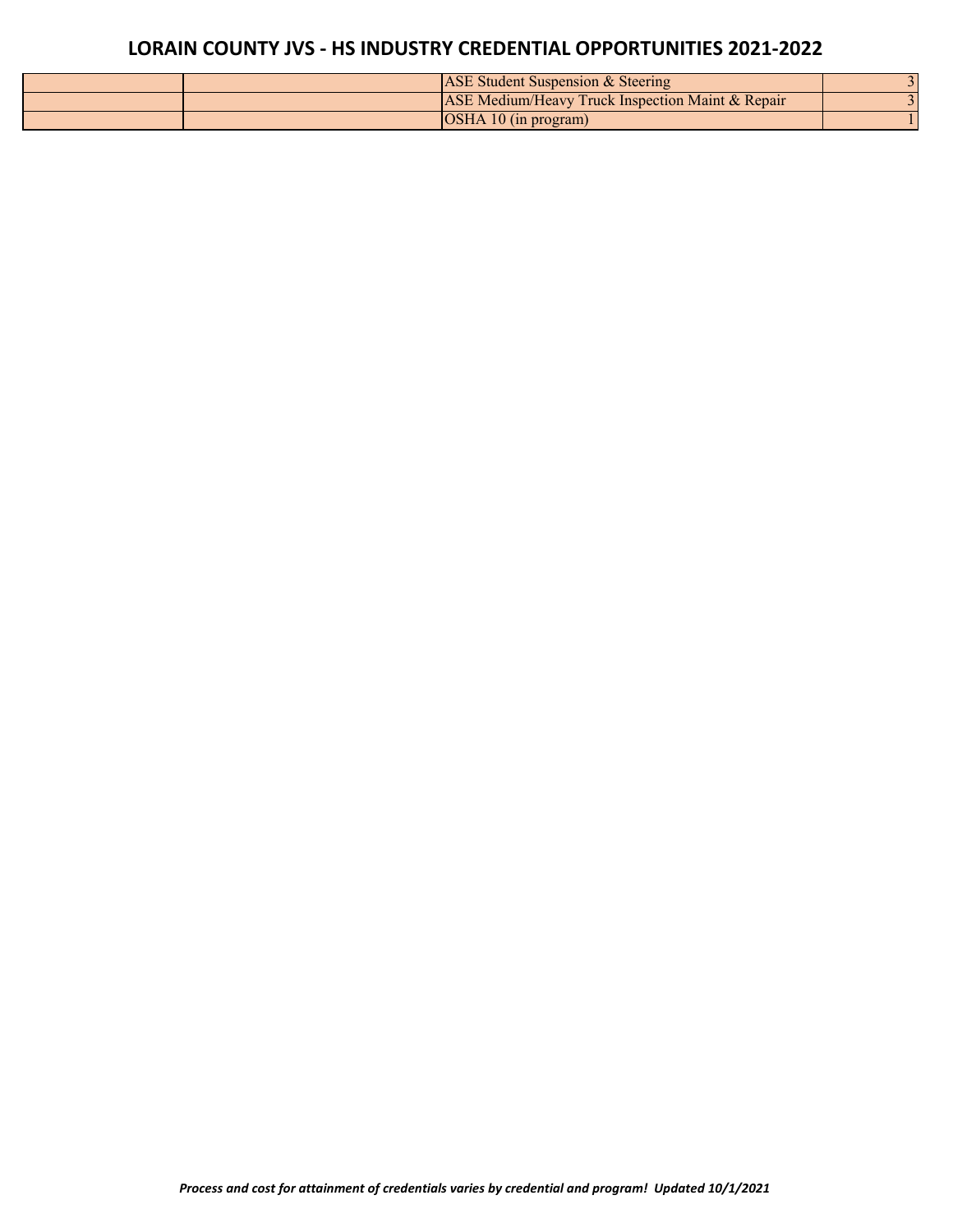# LORAIN COUNTY JVS - HS INDUSTRY CREDENTIAL OPPORTUNITIES 2021-2022

| | | | |
|---|---|---|---|
| | | ASE Student Suspension & Steering | 3 |
| | | ASE Medium/Heavy Truck Inspection Maint & Repair | 3 |
| | | OSHA 10 (in program) | 1 |

***Process and cost for attainment of credentials varies by credential and program! Updated 10/1/2021***